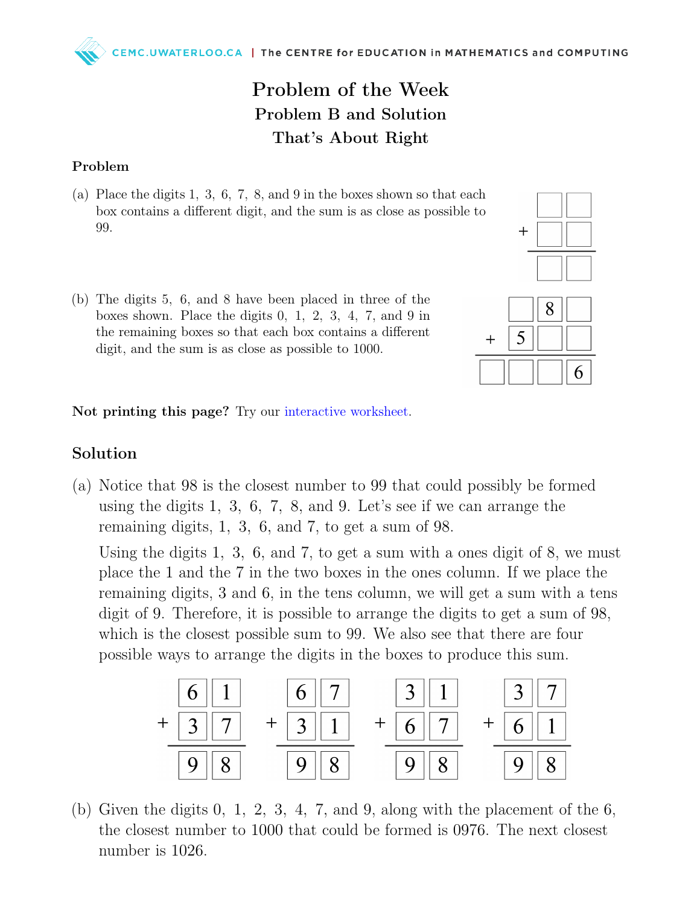# Problem of the Week

## Problem B and Solution

## That's About Right

### Problem

(a) Place the digits 1, 3, 6, 7, 8, and 9 in the boxes shown so that each box contains a different digit, and the sum is as close as possible to 99.

```
   □ □
 + □ □
 ------
   □ □
```

(b) The digits 5, 6, and 8 have been placed in three of the boxes shown. Place the digits 0, 1, 2, 3, 4, 7, and 9 in the remaining boxes so that each box contains a different digit, and the sum is as close as possible to 1000.

```
     □ 8 □
 +   5 □ □
 ----------
   □ □ □ 6
```

**Not printing this page?** Try our interactive worksheet.

## Solution

(a) Notice that 98 is the closest number to 99 that could possibly be formed using the digits 1, 3, 6, 7, 8, and 9. Let's see if we can arrange the remaining digits, 1, 3, 6, and 7, to get a sum of 98.

Using the digits 1, 3, 6, and 7, to get a sum with a ones digit of 8, we must place the 1 and the 7 in the two boxes in the ones column. If we place the remaining digits, 3 and 6, in the tens column, we will get a sum with a tens digit of 9. Therefore, it is possible to arrange the digits to get a sum of 98, which is the closest possible sum to 99. We also see that there are four possible ways to arrange the digits in the boxes to produce this sum.

```
   6 1       6 7       3 1       3 7
 + 3 7     + 3 1     + 6 7     + 6 1
 -----     -----     -----     -----
   9 8       9 8       9 8       9 8
```

(b) Given the digits 0, 1, 2, 3, 4, 7, and 9, along with the placement of the 6, the closest number to 1000 that could be formed is 0976. The next closest number is 1026.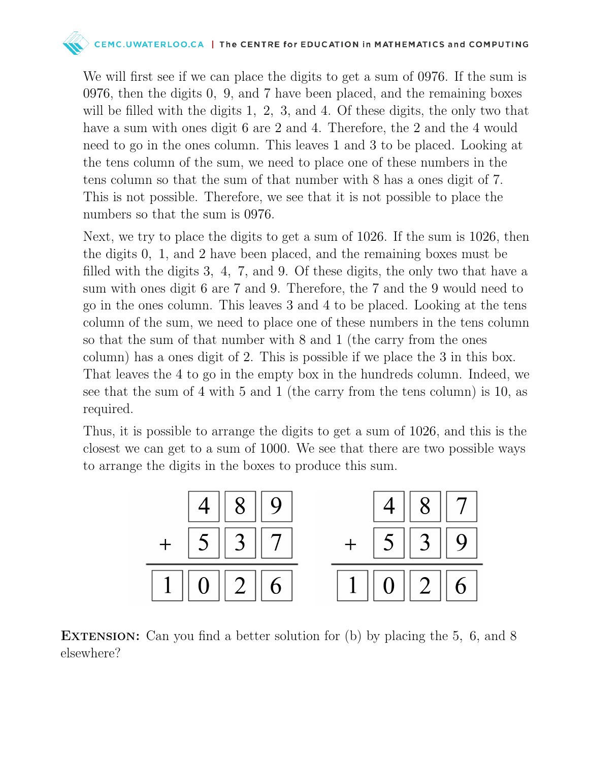We will first see if we can place the digits to get a sum of 0976. If the sum is 0976, then the digits 0, 9, and 7 have been placed, and the remaining boxes will be filled with the digits 1, 2, 3, and 4. Of these digits, the only two that have a sum with ones digit 6 are 2 and 4. Therefore, the 2 and the 4 would need to go in the ones column. This leaves 1 and 3 to be placed. Looking at the tens column of the sum, we need to place one of these numbers in the tens column so that the sum of that number with 8 has a ones digit of 7. This is not possible. Therefore, we see that it is not possible to place the numbers so that the sum is 0976.

Next, we try to place the digits to get a sum of 1026. If the sum is 1026, then the digits 0, 1, and 2 have been placed, and the remaining boxes must be filled with the digits 3, 4, 7, and 9. Of these digits, the only two that have a sum with ones digit 6 are 7 and 9. Therefore, the 7 and the 9 would need to go in the ones column. This leaves 3 and 4 to be placed. Looking at the tens column of the sum, we need to place one of these numbers in the tens column so that the sum of that number with 8 and 1 (the carry from the ones column) has a ones digit of 2. This is possible if we place the 3 in this box. That leaves the 4 to go in the empty box in the hundreds column. Indeed, we see that the sum of 4 with 5 and 1 (the carry from the tens column) is 10, as required.

Thus, it is possible to arrange the digits to get a sum of 1026, and this is the closest we can get to a sum of 1000. We see that there are two possible ways to arrange the digits in the boxes to produce this sum.

$$\begin{array}{r} 489 \\ +\ 537 \\ \hline 1026 \end{array} \qquad \begin{array}{r} 487 \\ +\ 539 \\ \hline 1026 \end{array}$$

**Extension:** Can you find a better solution for (b) by placing the 5, 6, and 8 elsewhere?